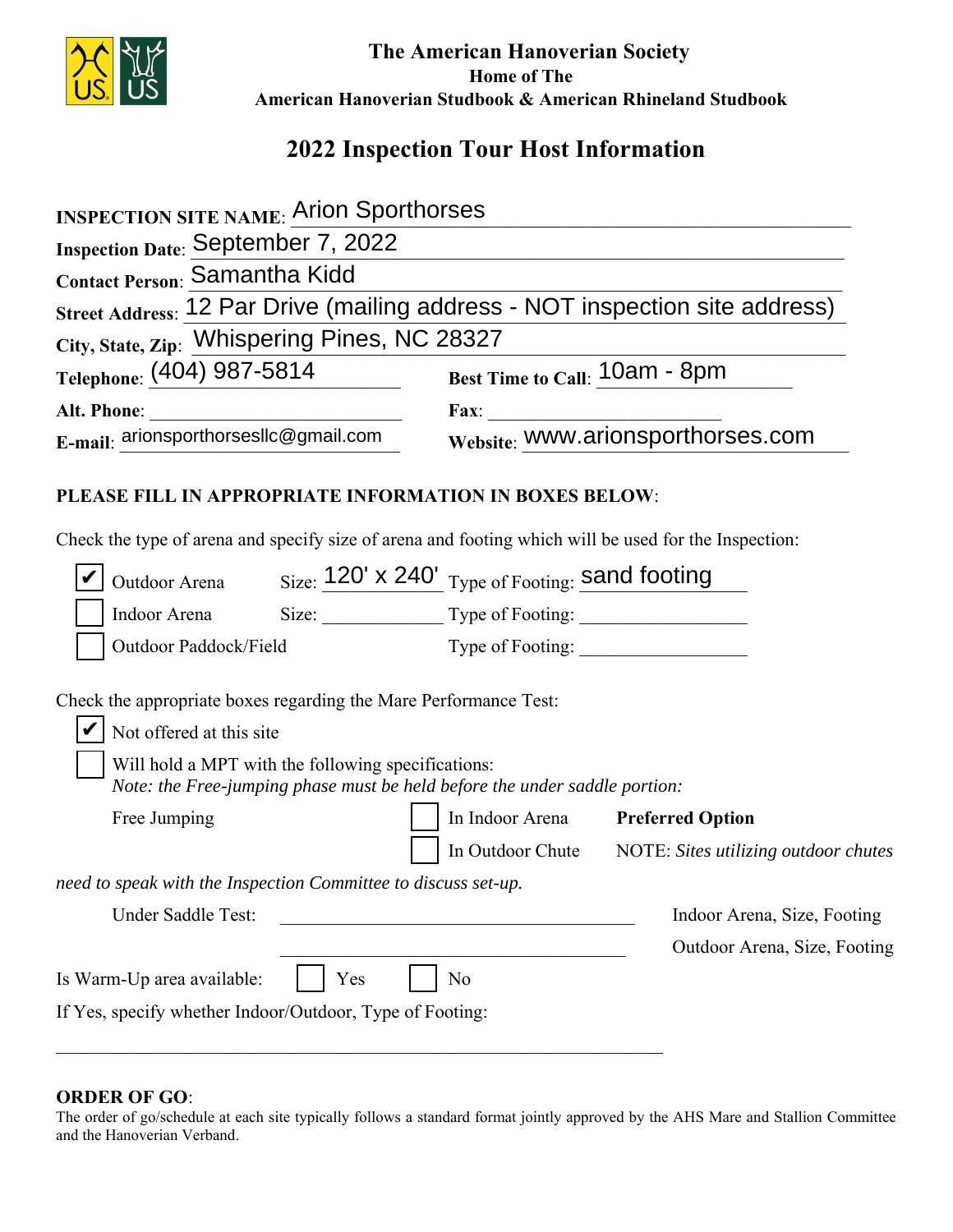**The American Hanoverian Society**
**Home of The**
**American Hanoverian Studbook & American Rhineland Studbook**

# 2022 Inspection Tour Host Information

**INSPECTION SITE NAME**: Arion Sporthorses

**Inspection Date**: September 7, 2022

**Contact Person**: Samantha Kidd

**Street Address**: 12 Par Drive (mailing address - NOT inspection site address)

**City, State, Zip**: Whispering Pines, NC 28327

**Telephone**: (404) 987-5814 **Best Time to Call**: 10am - 8pm

**Alt. Phone**: ______________ **Fax**: ______________

**E-mail**: arionsporthorsesllc@gmail.com **Website**: www.arionsporthorses.com

**PLEASE FILL IN APPROPRIATE INFORMATION IN BOXES BELOW**:

Check the type of arena and specify size of arena and footing which will be used for the Inspection:

- ☑ Outdoor Arena Size: 120' x 240' Type of Footing: sand footing
- ☐ Indoor Arena Size: ______________ Type of Footing: ______________
- ☐ Outdoor Paddock/Field Type of Footing: ______________

Check the appropriate boxes regarding the Mare Performance Test:

- ☑ Not offered at this site
- ☐ Will hold a MPT with the following specifications:
  *Note: the Free-jumping phase must be held before the under saddle portion:*

Free Jumping ☐ In Indoor Arena **Preferred Option**
☐ In Outdoor Chute NOTE: *Sites utilizing outdoor chutes need to speak with the Inspection Committee to discuss set-up.*

Under Saddle Test: ______________ Indoor Arena, Size, Footing
______________ Outdoor Arena, Size, Footing

Is Warm-Up area available: ☐ Yes ☐ No

If Yes, specify whether Indoor/Outdoor, Type of Footing:

______________

**ORDER OF GO**:

The order of go/schedule at each site typically follows a standard format jointly approved by the AHS Mare and Stallion Committee and the Hanoverian Verband.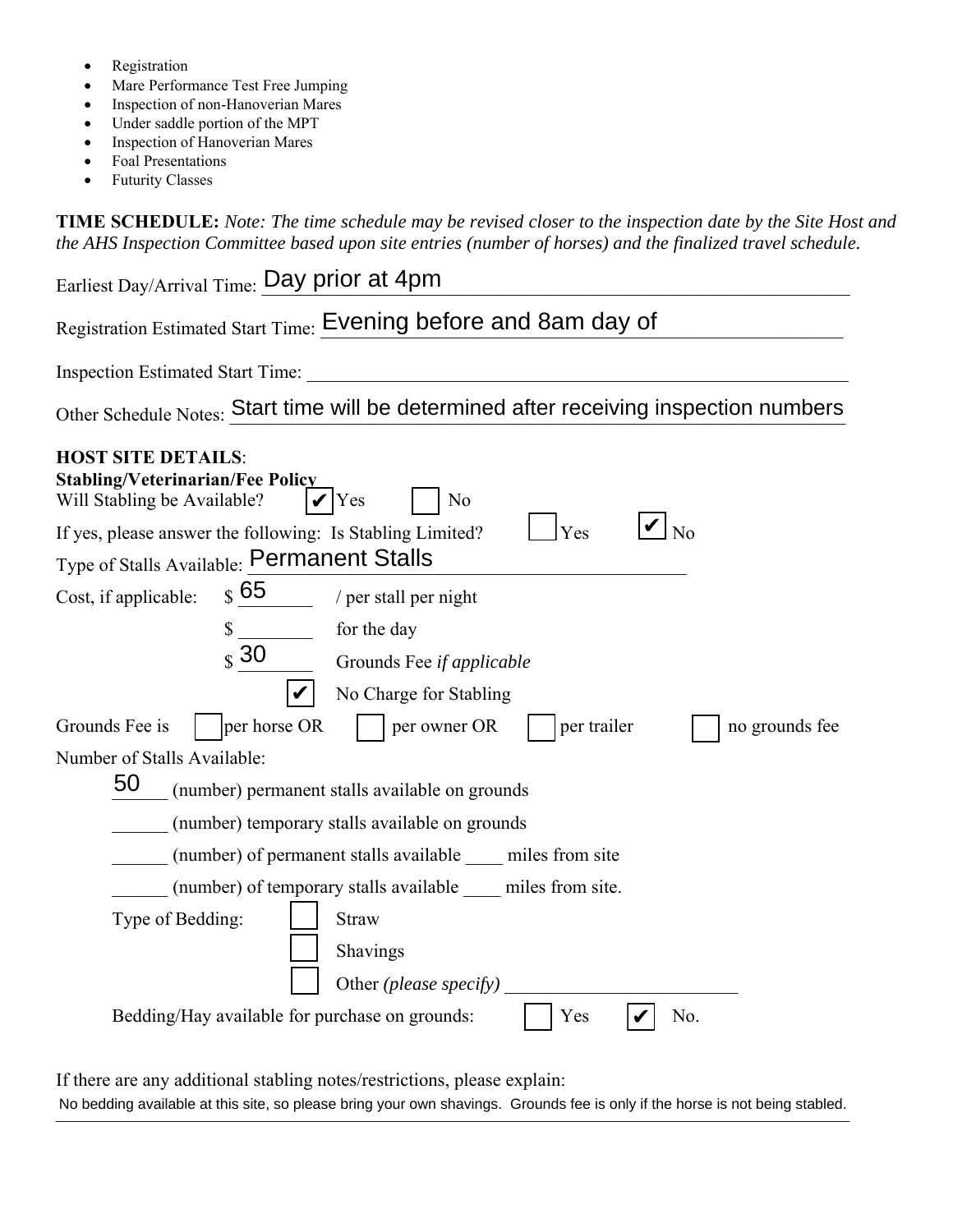- Registration
- Mare Performance Test Free Jumping
- Inspection of non-Hanoverian Mares
- Under saddle portion of the MPT
- Inspection of Hanoverian Mares
- Foal Presentations
- Futurity Classes

**TIME SCHEDULE:** *Note: The time schedule may be revised closer to the inspection date by the Site Host and the AHS Inspection Committee based upon site entries (number of horses) and the finalized travel schedule.*

Earliest Day/Arrival Time: Day prior at 4pm

Registration Estimated Start Time: Evening before and 8am day of

Inspection Estimated Start Time: ______

Other Schedule Notes: Start time will be determined after receiving inspection numbers

**HOST SITE DETAILS**:

**Stabling/Veterinarian/Fee Policy**

Will Stabling be Available? ☑ Yes ☐ No

If yes, please answer the following: Is Stabling Limited? ☐ Yes ☑ No

Type of Stalls Available: Permanent Stalls

Cost, if applicable: $ 65 / per stall per night

$ ______ for the day

$ 30 Grounds Fee *if applicable*

☑ No Charge for Stabling

Grounds Fee is ☐ per horse OR ☐ per owner OR ☐ per trailer ☐ no grounds fee

Number of Stalls Available:

50 (number) permanent stalls available on grounds

______ (number) temporary stalls available on grounds

______ (number) of permanent stalls available ____ miles from site

______ (number) of temporary stalls available ____ miles from site.

Type of Bedding: ☐ Straw

☐ Shavings

☐ Other *(please specify)* ______

Bedding/Hay available for purchase on grounds: ☐ Yes ☑ No.

If there are any additional stabling notes/restrictions, please explain:

No bedding available at this site, so please bring your own shavings. Grounds fee is only if the horse is not being stabled.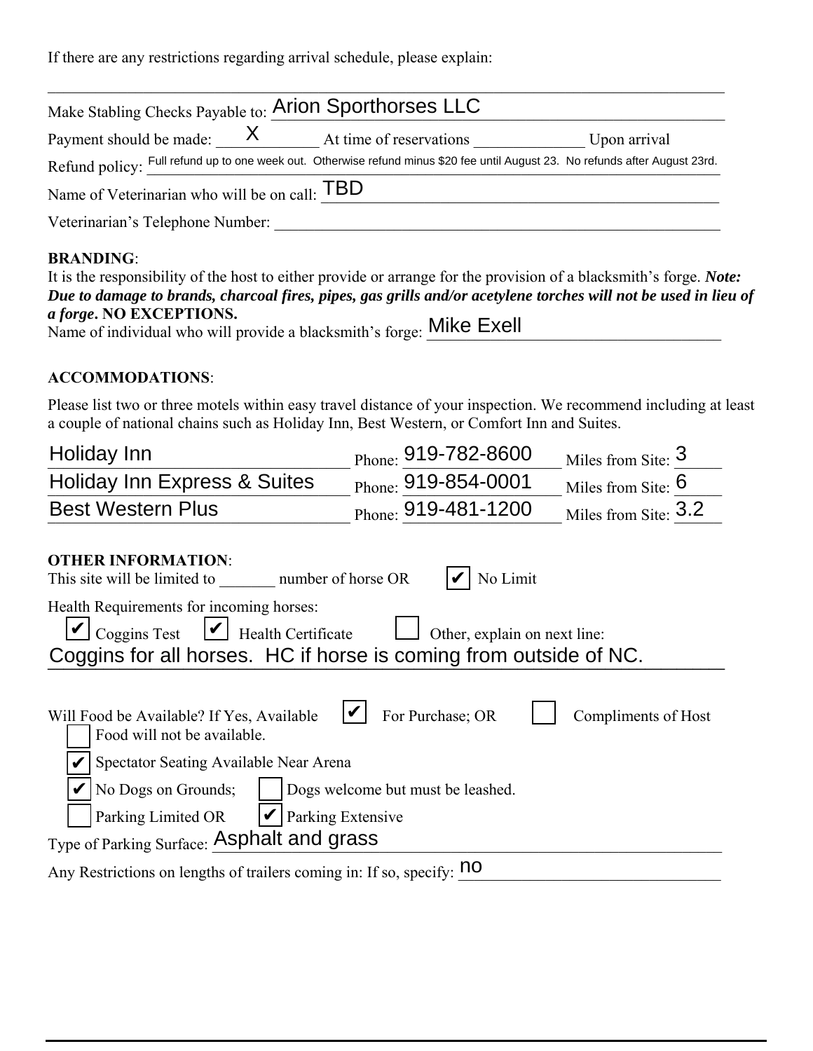If there are any restrictions regarding arrival schedule, please explain:

\_\_\_\_\_\_\_\_\_\_\_\_\_\_\_\_\_\_\_\_\_\_\_\_\_\_\_\_\_\_\_\_\_\_\_\_\_\_\_\_\_\_\_\_\_\_\_\_\_\_\_\_\_\_\_\_\_\_\_\_\_\_\_\_\_\_\_\_

Make Stabling Checks Payable to: Arion Sporthorses LLC

Payment should be made: X At time of reservations \_\_\_\_\_\_\_\_\_\_\_\_\_ Upon arrival

Refund policy: Full refund up to one week out. Otherwise refund minus $20 fee until August 23. No refunds after August 23rd.

Name of Veterinarian who will be on call: TBD

Veterinarian's Telephone Number: \_\_\_\_\_\_\_\_\_\_\_\_\_\_\_\_\_\_\_\_\_\_\_\_\_\_\_\_\_\_\_\_\_\_\_\_\_\_\_\_\_\_\_\_\_\_\_\_

**BRANDING**:

It is the responsibility of the host to either provide or arrange for the provision of a blacksmith's forge. ***Note: Due to damage to brands, charcoal fires, pipes, gas grills and/or acetylene torches will not be used in lieu of a forge*. NO EXCEPTIONS.**

Name of individual who will provide a blacksmith's forge: Mike Exell

**ACCOMMODATIONS**:

Please list two or three motels within easy travel distance of your inspection. We recommend including at least a couple of national chains such as Holiday Inn, Best Western, or Comfort Inn and Suites.

| Motel | Phone | Miles from Site |
|---|---|---|
| Holiday Inn | 919-782-8600 | 3 |
| Holiday Inn Express & Suites | 919-854-0001 | 6 |
| Best Western Plus | 919-481-1200 | 3.2 |

**OTHER INFORMATION**:

This site will be limited to \_\_\_\_\_\_\_ number of horse OR ☑ No Limit

Health Requirements for incoming horses:

☑ Coggins Test ☑ Health Certificate ☐ Other, explain on next line:

Coggins for all horses. HC if horse is coming from outside of NC.

Will Food be Available? If Yes, Available ☑ For Purchase; OR ☐ Compliments of Host

☐ Food will not be available.

☑ Spectator Seating Available Near Arena

☑ No Dogs on Grounds; ☐ Dogs welcome but must be leashed.

☐ Parking Limited OR ☑ Parking Extensive

Type of Parking Surface: Asphalt and grass

Any Restrictions on lengths of trailers coming in: If so, specify: no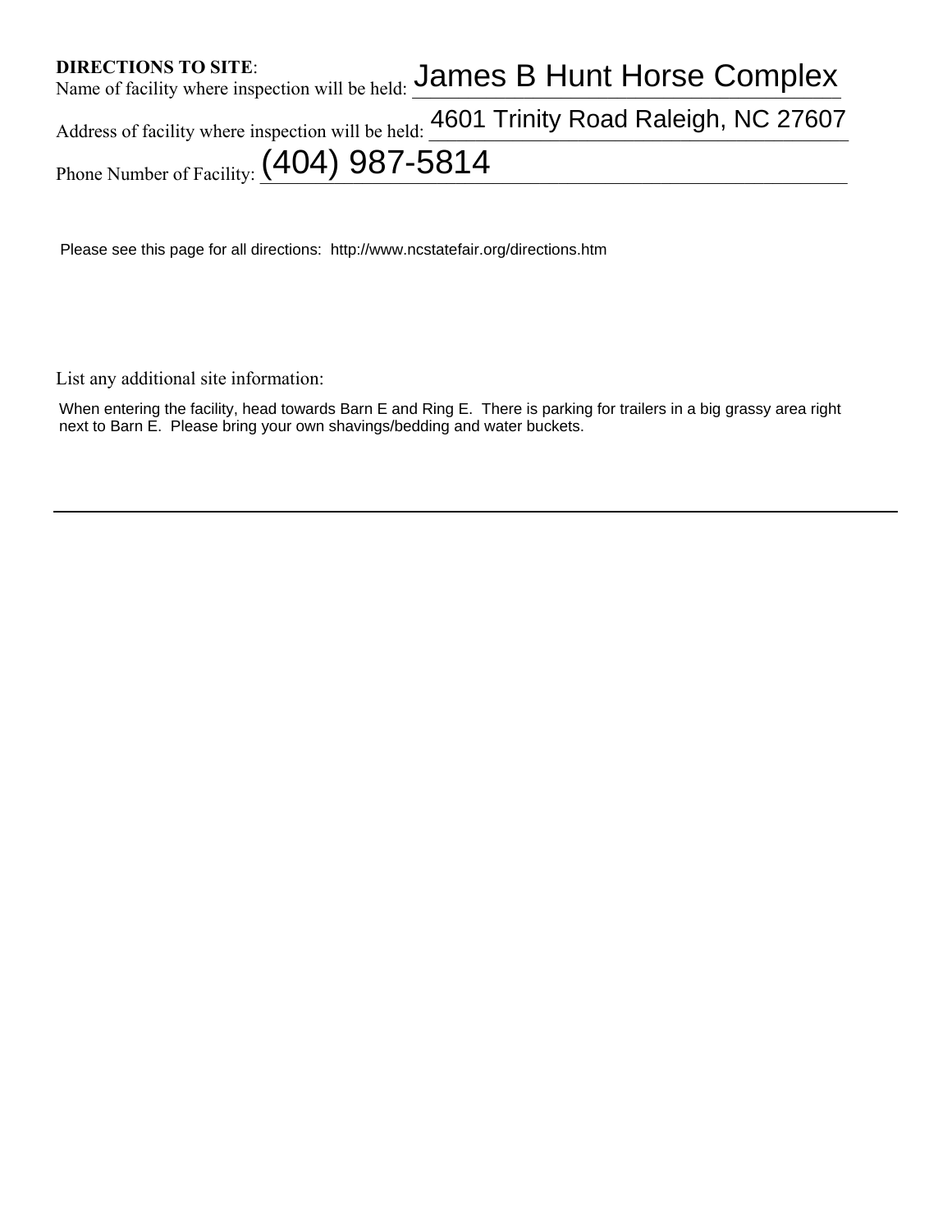**DIRECTIONS TO SITE**:

Name of facility where inspection will be held: James B Hunt Horse Complex

Address of facility where inspection will be held: 4601 Trinity Road Raleigh, NC 27607

Phone Number of Facility: (404) 987-5814

Please see this page for all directions: http://www.ncstatefair.org/directions.htm

List any additional site information:

When entering the facility, head towards Barn E and Ring E. There is parking for trailers in a big grassy area right next to Barn E. Please bring your own shavings/bedding and water buckets.

---